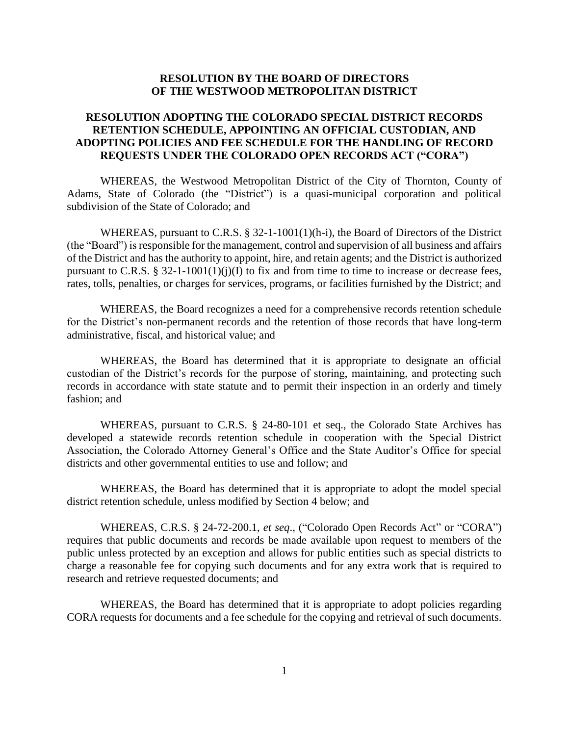**RESOLUTION BY THE BOARD OF DIRECTORS OF THE WESTWOOD METROPOLITAN DISTRICT**

**RESOLUTION ADOPTING THE COLORADO SPECIAL DISTRICT RECORDS RETENTION SCHEDULE, APPOINTING AN OFFICIAL CUSTODIAN, AND ADOPTING POLICIES AND FEE SCHEDULE FOR THE HANDLING OF RECORD REQUESTS UNDER THE COLORADO OPEN RECORDS ACT ("CORA")**

WHEREAS, the Westwood Metropolitan District of the City of Thornton, County of Adams, State of Colorado (the "District") is a quasi-municipal corporation and political subdivision of the State of Colorado; and

WHEREAS, pursuant to C.R.S. § 32-1-1001(1)(h-i), the Board of Directors of the District (the "Board") is responsible for the management, control and supervision of all business and affairs of the District and has the authority to appoint, hire, and retain agents; and the District is authorized pursuant to C.R.S. § 32-1-1001(1)(j)(I) to fix and from time to time to increase or decrease fees, rates, tolls, penalties, or charges for services, programs, or facilities furnished by the District; and

WHEREAS, the Board recognizes a need for a comprehensive records retention schedule for the District's non-permanent records and the retention of those records that have long-term administrative, fiscal, and historical value; and

WHEREAS, the Board has determined that it is appropriate to designate an official custodian of the District's records for the purpose of storing, maintaining, and protecting such records in accordance with state statute and to permit their inspection in an orderly and timely fashion; and

WHEREAS, pursuant to C.R.S. § 24-80-101 et seq., the Colorado State Archives has developed a statewide records retention schedule in cooperation with the Special District Association, the Colorado Attorney General's Office and the State Auditor's Office for special districts and other governmental entities to use and follow; and

WHEREAS, the Board has determined that it is appropriate to adopt the model special district retention schedule, unless modified by Section 4 below; and

WHEREAS, C.R.S. § 24-72-200.1, *et seq*., ("Colorado Open Records Act" or "CORA") requires that public documents and records be made available upon request to members of the public unless protected by an exception and allows for public entities such as special districts to charge a reasonable fee for copying such documents and for any extra work that is required to research and retrieve requested documents; and

WHEREAS, the Board has determined that it is appropriate to adopt policies regarding CORA requests for documents and a fee schedule for the copying and retrieval of such documents.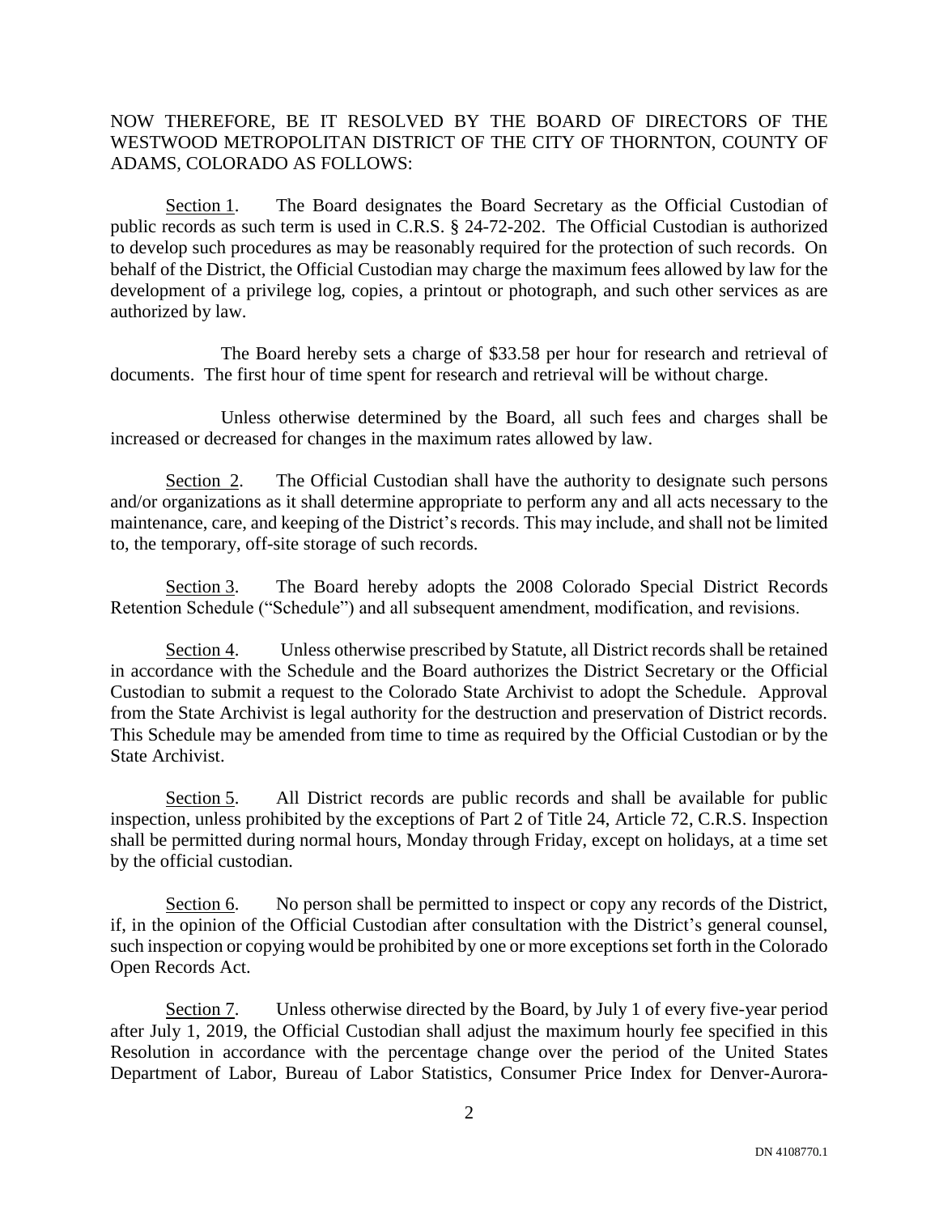NOW THEREFORE, BE IT RESOLVED BY THE BOARD OF DIRECTORS OF THE WESTWOOD METROPOLITAN DISTRICT OF THE CITY OF THORNTON, COUNTY OF ADAMS, COLORADO AS FOLLOWS:

Section 1. The Board designates the Board Secretary as the Official Custodian of public records as such term is used in C.R.S. § 24-72-202. The Official Custodian is authorized to develop such procedures as may be reasonably required for the protection of such records. On behalf of the District, the Official Custodian may charge the maximum fees allowed by law for the development of a privilege log, copies, a printout or photograph, and such other services as are authorized by law.

The Board hereby sets a charge of $33.58 per hour for research and retrieval of documents. The first hour of time spent for research and retrieval will be without charge.

Unless otherwise determined by the Board, all such fees and charges shall be increased or decreased for changes in the maximum rates allowed by law.

Section 2. The Official Custodian shall have the authority to designate such persons and/or organizations as it shall determine appropriate to perform any and all acts necessary to the maintenance, care, and keeping of the District's records. This may include, and shall not be limited to, the temporary, off-site storage of such records.

Section 3. The Board hereby adopts the 2008 Colorado Special District Records Retention Schedule ("Schedule") and all subsequent amendment, modification, and revisions.

Section 4. Unless otherwise prescribed by Statute, all District records shall be retained in accordance with the Schedule and the Board authorizes the District Secretary or the Official Custodian to submit a request to the Colorado State Archivist to adopt the Schedule. Approval from the State Archivist is legal authority for the destruction and preservation of District records. This Schedule may be amended from time to time as required by the Official Custodian or by the State Archivist.

Section 5. All District records are public records and shall be available for public inspection, unless prohibited by the exceptions of Part 2 of Title 24, Article 72, C.R.S. Inspection shall be permitted during normal hours, Monday through Friday, except on holidays, at a time set by the official custodian.

Section 6. No person shall be permitted to inspect or copy any records of the District, if, in the opinion of the Official Custodian after consultation with the District's general counsel, such inspection or copying would be prohibited by one or more exceptions set forth in the Colorado Open Records Act.

Section 7. Unless otherwise directed by the Board, by July 1 of every five-year period after July 1, 2019, the Official Custodian shall adjust the maximum hourly fee specified in this Resolution in accordance with the percentage change over the period of the United States Department of Labor, Bureau of Labor Statistics, Consumer Price Index for Denver-Aurora-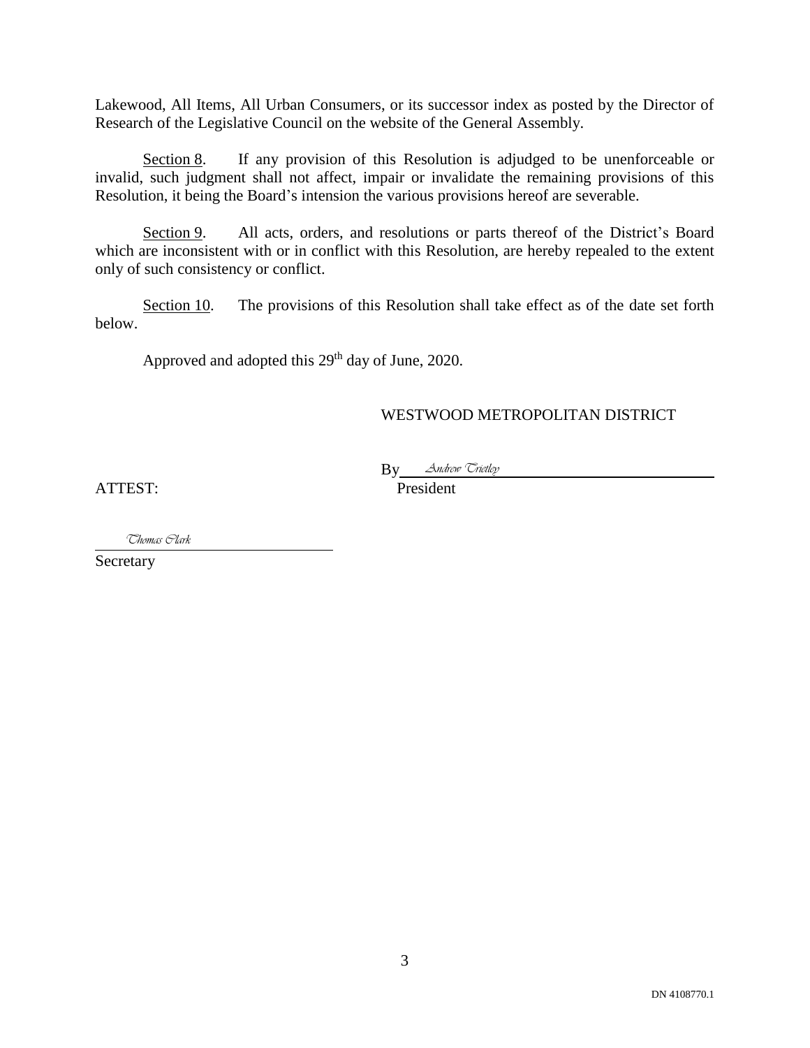Lakewood, All Items, All Urban Consumers, or its successor index as posted by the Director of Research of the Legislative Council on the website of the General Assembly.

Section 8. If any provision of this Resolution is adjudged to be unenforceable or invalid, such judgment shall not affect, impair or invalidate the remaining provisions of this Resolution, it being the Board's intension the various provisions hereof are severable.

Section 9. All acts, orders, and resolutions or parts thereof of the District's Board which are inconsistent with or in conflict with this Resolution, are hereby repealed to the extent only of such consistency or conflict.

Section 10. The provisions of this Resolution shall take effect as of the date set forth below.

Approved and adopted this 29th day of June, 2020.

WESTWOOD METROPOLITAN DISTRICT

By *Andrew Trietley*
President

ATTEST:

*Thomas Clark*
Secretary

DN 4108770.1